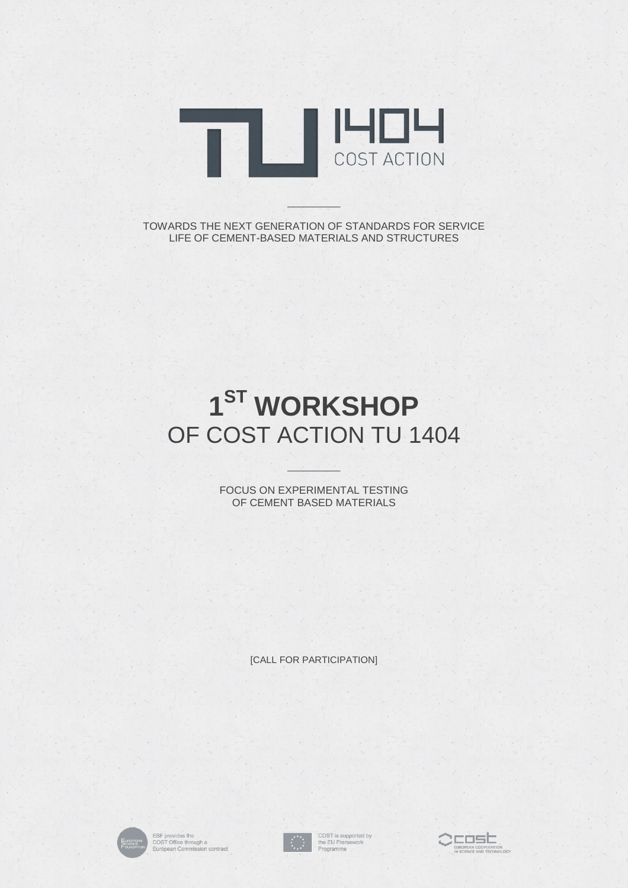# TU 1404 COST ACTION

TOWARDS THE NEXT GENERATION OF STANDARDS FOR SERVICE LIFE OF CEMENT-BASED MATERIALS AND STRUCTURES

# 1ST WORKSHOP
## OF COST ACTION TU 1404

FOCUS ON EXPERIMENTAL TESTING OF CEMENT BASED MATERIALS

[CALL FOR PARTICIPATION]

ESF provides the COST Office through a European Commission contract

COST is supported by the EU Framework Programme

COST EUROPEAN COOPERATION IN SCIENCE AND TECHNOLOGY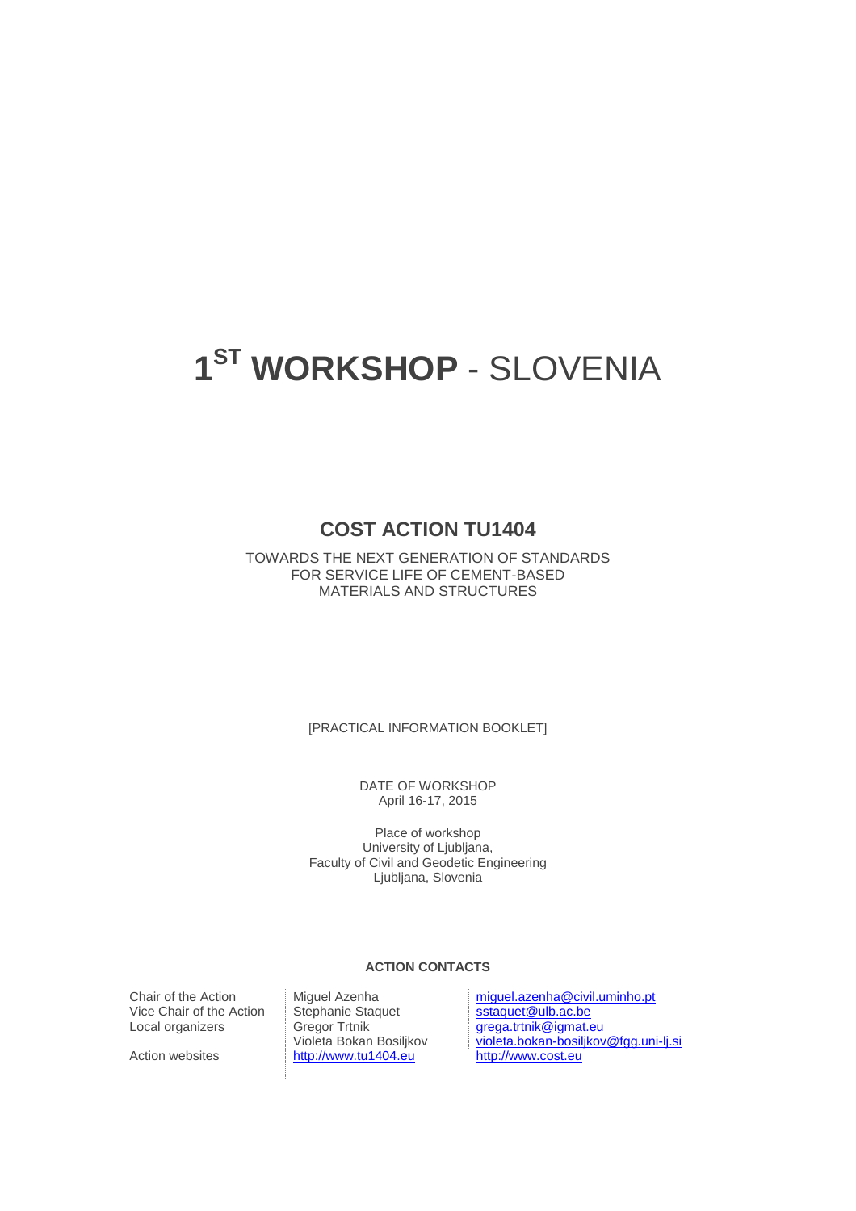# 1ST WORKSHOP - SLOVENIA

## COST ACTION TU1404

TOWARDS THE NEXT GENERATION OF STANDARDS FOR SERVICE LIFE OF CEMENT-BASED MATERIALS AND STRUCTURES

[PRACTICAL INFORMATION BOOKLET]

DATE OF WORKSHOP
April 16-17, 2015

Place of workshop
University of Ljubljana,
Faculty of Civil and Geodetic Engineering
Ljubljana, Slovenia

**ACTION CONTACTS**

| | | |
|---|---|---|
| Chair of the Action | Miguel Azenha | miguel.azenha@civil.uminho.pt |
| Vice Chair of the Action | Stephanie Staquet | sstaquet@ulb.ac.be |
| Local organizers | Gregor Trtnik | grega.trtnik@igmat.eu |
| | Violeta Bokan Bosiljkov | violeta.bokan-bosiljkov@fgg.uni-lj.si |
| Action websites | http://www.tu1404.eu | http://www.cost.eu |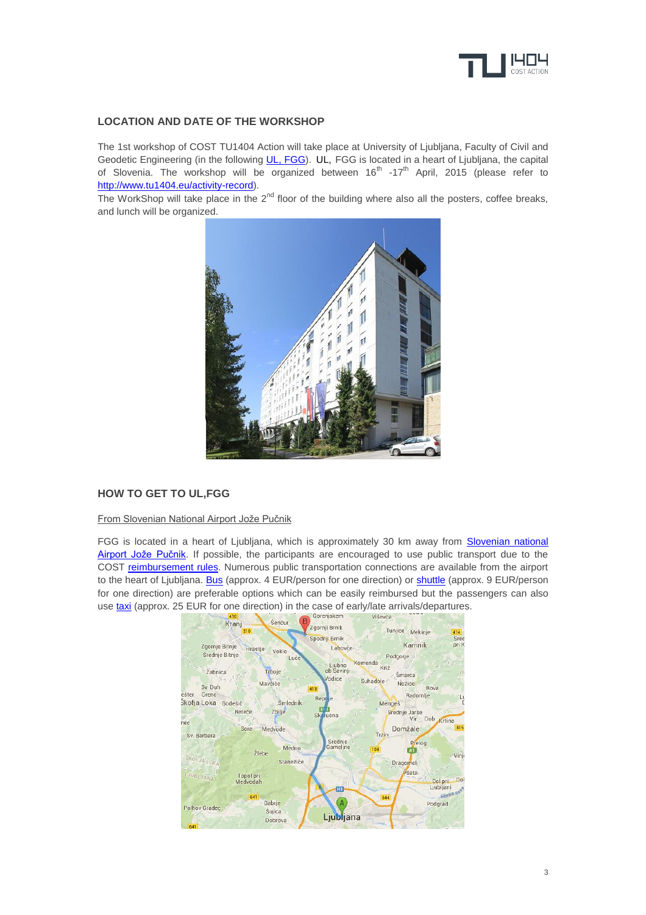## LOCATION AND DATE OF THE WORKSHOP

The 1st workshop of COST TU1404 Action will take place at University of Ljubljana, Faculty of Civil and Geodetic Engineering (in the following UL, FGG). UL, FGG is located in a heart of Ljubljana, the capital of Slovenia. The workshop will be organized between 16th -17th April, 2015 (please refer to http://www.tu1404.eu/activity-record).
The WorkShop will take place in the 2nd floor of the building where also all the posters, coffee breaks, and lunch will be organized.

## HOW TO GET TO UL,FGG

From Slovenian National Airport Jože Pučnik

FGG is located in a heart of Ljubljana, which is approximately 30 km away from Slovenian national Airport Jože Pučnik. If possible, the participants are encouraged to use public transport due to the COST reimbursement rules. Numerous public transportation connections are available from the airport to the heart of Ljubljana. Bus (approx. 4 EUR/person for one direction) or shuttle (approx. 9 EUR/person for one direction) are preferable options which can be easily reimbursed but the passengers can also use taxi (approx. 25 EUR for one direction) in the case of early/late arrivals/departures.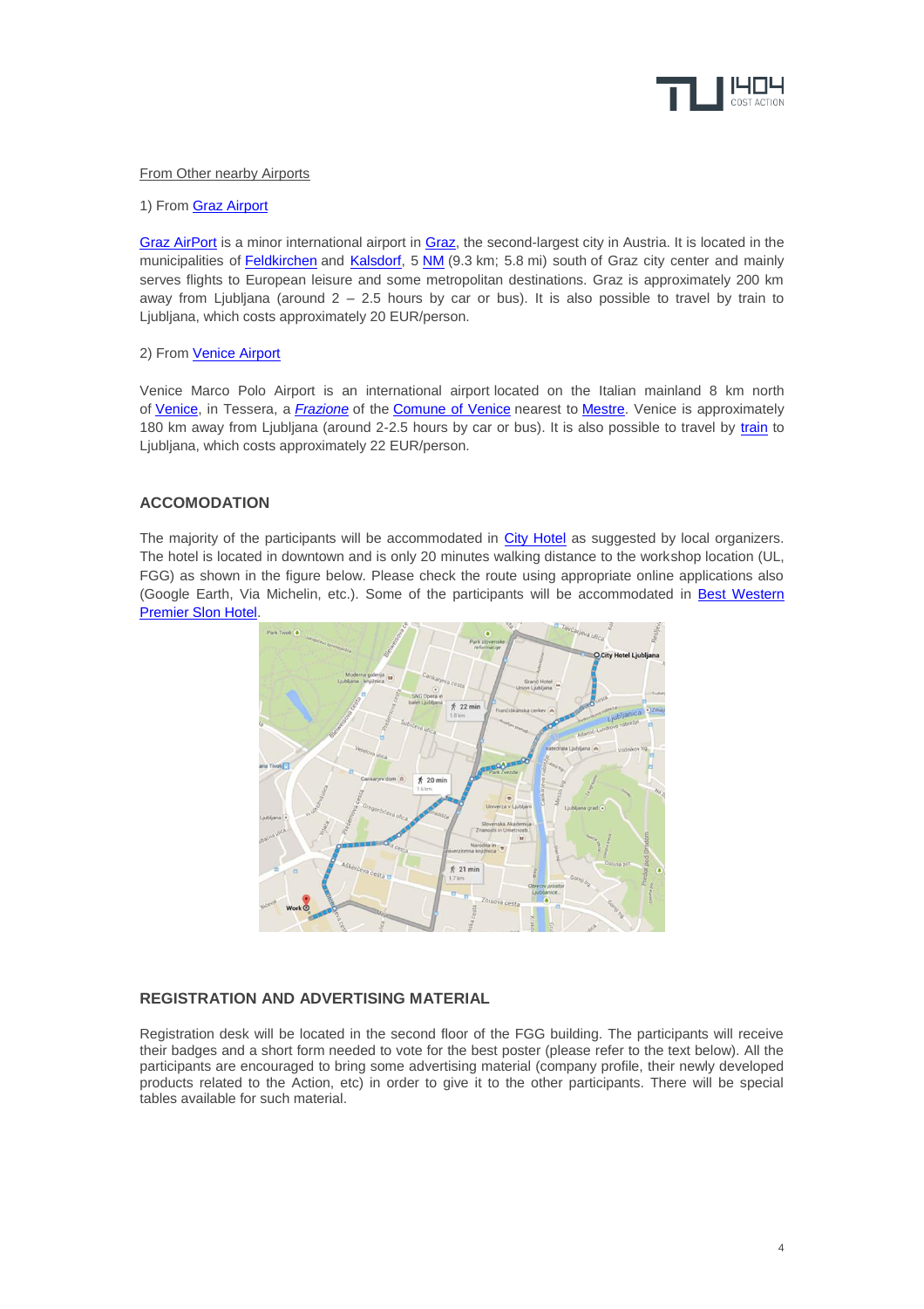From Other nearby Airports

1) From Graz Airport

Graz AirPort is a minor international airport in Graz, the second-largest city in Austria. It is located in the municipalities of Feldkirchen and Kalsdorf, 5 NM (9.3 km; 5.8 mi) south of Graz city center and mainly serves flights to European leisure and some metropolitan destinations. Graz is approximately 200 km away from Ljubljana (around 2 – 2.5 hours by car or bus). It is also possible to travel by train to Ljubljana, which costs approximately 20 EUR/person.

2) From Venice Airport

Venice Marco Polo Airport is an international airport located on the Italian mainland 8 km north of Venice, in Tessera, a *Frazione* of the Comune of Venice nearest to Mestre. Venice is approximately 180 km away from Ljubljana (around 2-2.5 hours by car or bus). It is also possible to travel by train to Ljubljana, which costs approximately 22 EUR/person.

## ACCOMODATION

The majority of the participants will be accommodated in City Hotel as suggested by local organizers. The hotel is located in downtown and is only 20 minutes walking distance to the workshop location (UL, FGG) as shown in the figure below. Please check the route using appropriate online applications also (Google Earth, Via Michelin, etc.). Some of the participants will be accommodated in Best Western Premier Slon Hotel.

## REGISTRATION AND ADVERTISING MATERIAL

Registration desk will be located in the second floor of the FGG building. The participants will receive their badges and a short form needed to vote for the best poster (please refer to the text below). All the participants are encouraged to bring some advertising material (company profile, their newly developed products related to the Action, etc) in order to give it to the other participants. There will be special tables available for such material.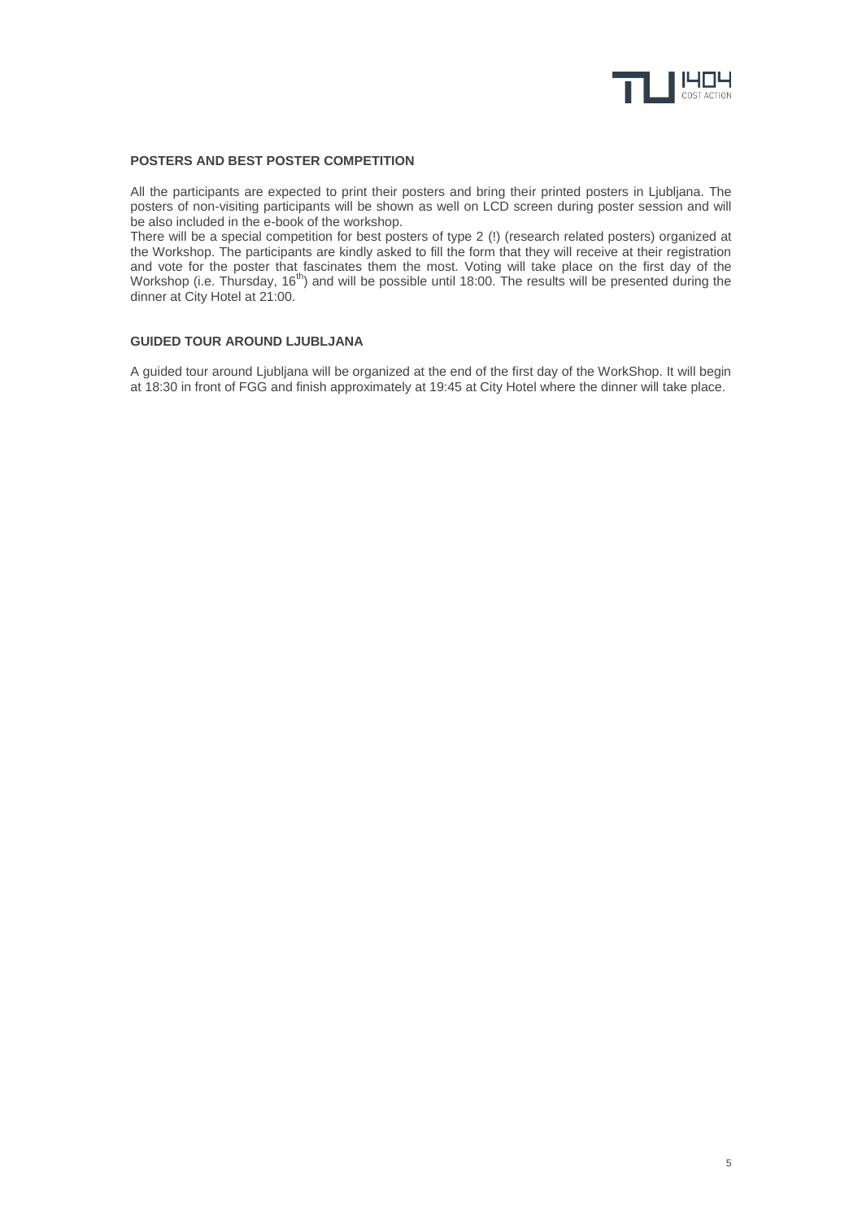### POSTERS AND BEST POSTER COMPETITION

All the participants are expected to print their posters and bring their printed posters in Ljubljana. The posters of non-visiting participants will be shown as well on LCD screen during poster session and will be also included in the e-book of the workshop.

There will be a special competition for best posters of type 2 (!) (research related posters) organized at the Workshop. The participants are kindly asked to fill the form that they will receive at their registration and vote for the poster that fascinates them the most. Voting will take place on the first day of the Workshop (i.e. Thursday, 16th) and will be possible until 18:00. The results will be presented during the dinner at City Hotel at 21:00.

### GUIDED TOUR AROUND LJUBLJANA

A guided tour around Ljubljana will be organized at the end of the first day of the WorkShop. It will begin at 18:30 in front of FGG and finish approximately at 19:45 at City Hotel where the dinner will take place.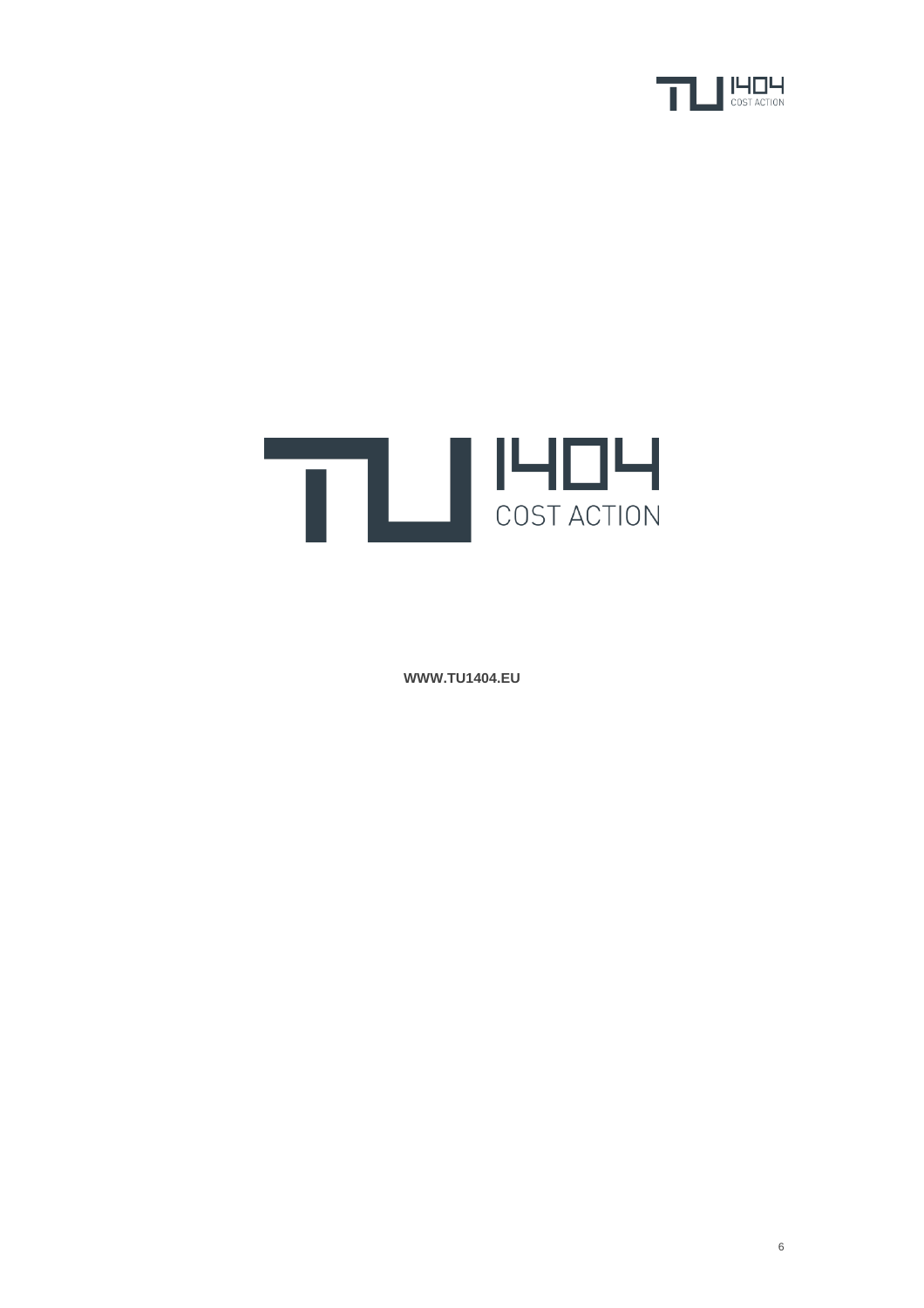TU 1404

COST ACTION

**WWW.TU1404.EU**